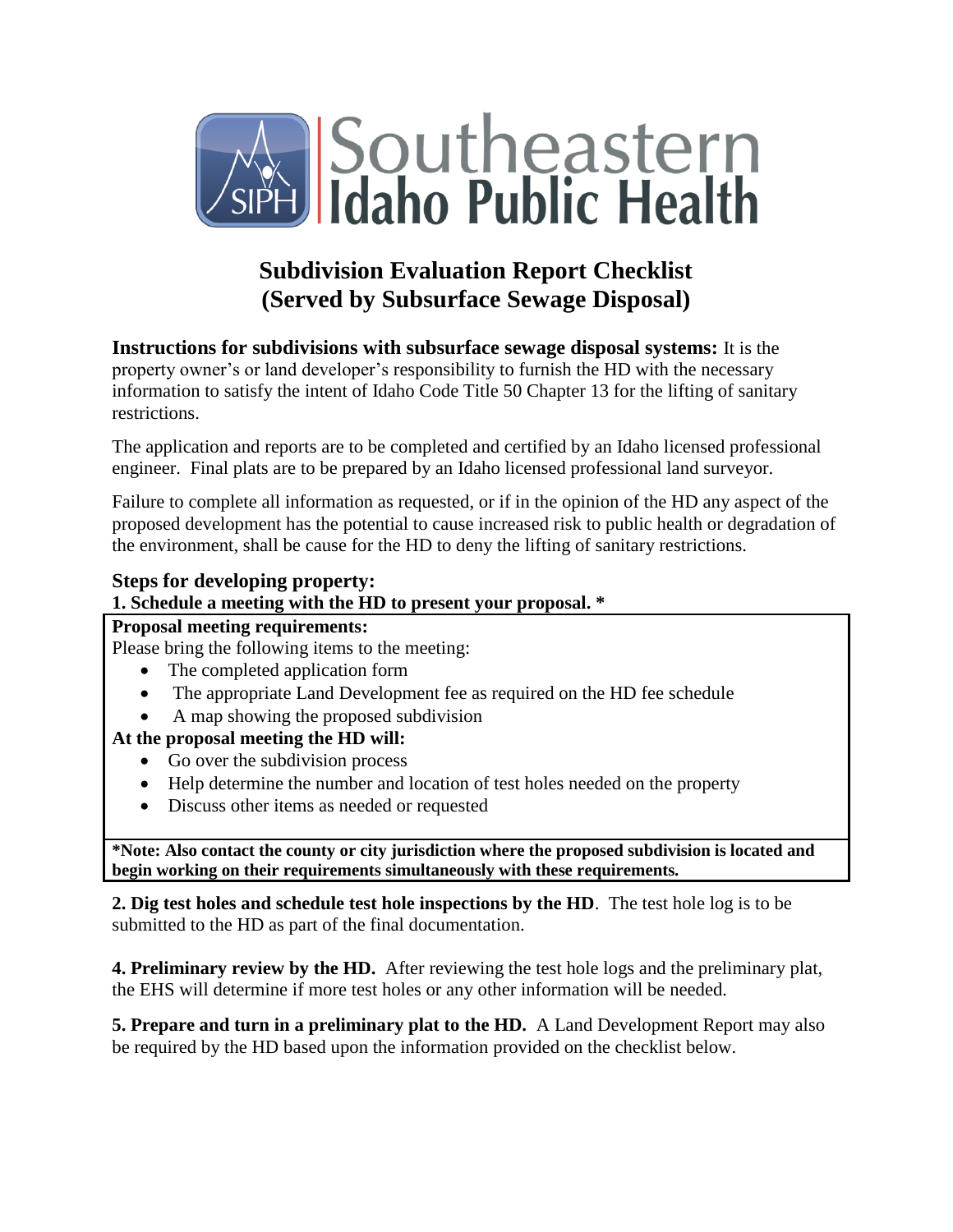# Southeastern Idaho Public Health

## Subdivision Evaluation Report Checklist (Served by Subsurface Sewage Disposal)

**Instructions for subdivisions with subsurface sewage disposal systems:** It is the property owner's or land developer's responsibility to furnish the HD with the necessary information to satisfy the intent of Idaho Code Title 50 Chapter 13 for the lifting of sanitary restrictions.

The application and reports are to be completed and certified by an Idaho licensed professional engineer. Final plats are to be prepared by an Idaho licensed professional land surveyor.

Failure to complete all information as requested, or if in the opinion of the HD any aspect of the proposed development has the potential to cause increased risk to public health or degradation of the environment, shall be cause for the HD to deny the lifting of sanitary restrictions.

### Steps for developing property:

**1. Schedule a meeting with the HD to present your proposal. \***

**Proposal meeting requirements:**

Please bring the following items to the meeting:

- The completed application form
- The appropriate Land Development fee as required on the HD fee schedule
- A map showing the proposed subdivision

**At the proposal meeting the HD will:**

- Go over the subdivision process
- Help determine the number and location of test holes needed on the property
- Discuss other items as needed or requested

**\*Note: Also contact the county or city jurisdiction where the proposed subdivision is located and begin working on their requirements simultaneously with these requirements.**

**2. Dig test holes and schedule test hole inspections by the HD**. The test hole log is to be submitted to the HD as part of the final documentation.

**4. Preliminary review by the HD.** After reviewing the test hole logs and the preliminary plat, the EHS will determine if more test holes or any other information will be needed.

**5. Prepare and turn in a preliminary plat to the HD.** A Land Development Report may also be required by the HD based upon the information provided on the checklist below.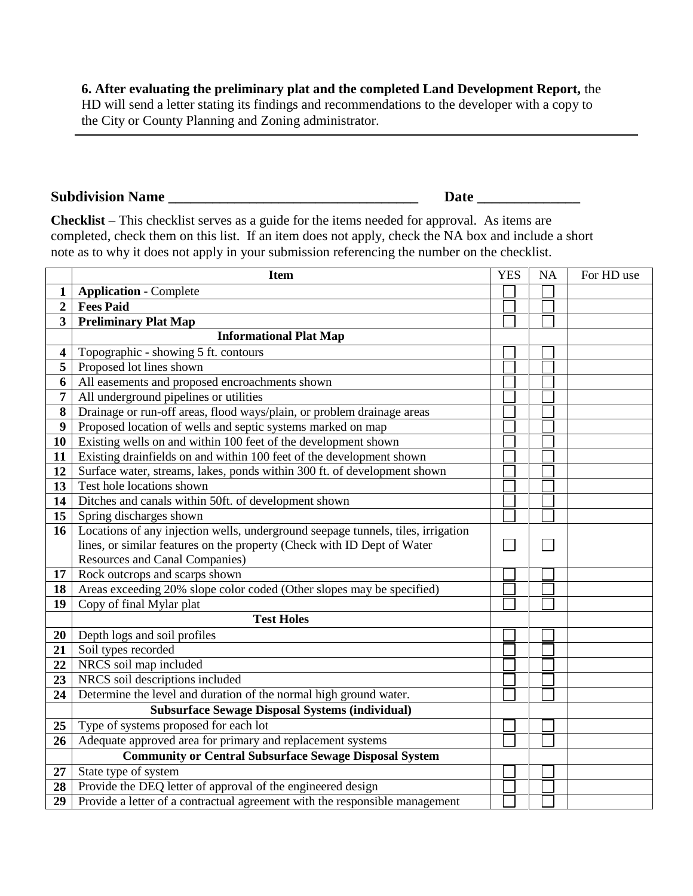**6. After evaluating the preliminary plat and the completed Land Development Report,** the HD will send a letter stating its findings and recommendations to the developer with a copy to the City or County Planning and Zoning administrator.

---

**Subdivision Name ___________________________________ Date ______________**

**Checklist** – This checklist serves as a guide for the items needed for approval. As items are completed, check them on this list. If an item does not apply, check the NA box and include a short note as to why it does not apply in your submission referencing the number on the checklist.

| | Item | YES | NA | For HD use |
|---|---|---|---|---|
| **1** | **Application** - Complete | ☐ | ☐ | |
| **2** | **Fees Paid** | ☐ | ☐ | |
| **3** | **Preliminary Plat Map** | ☐ | ☐ | |
| | **Informational Plat Map** | | | |
| **4** | Topographic - showing 5 ft. contours | ☐ | ☐ | |
| **5** | Proposed lot lines shown | ☐ | ☐ | |
| **6** | All easements and proposed encroachments shown | ☐ | ☐ | |
| **7** | All underground pipelines or utilities | ☐ | ☐ | |
| **8** | Drainage or run-off areas, flood ways/plain, or problem drainage areas | ☐ | ☐ | |
| **9** | Proposed location of wells and septic systems marked on map | ☐ | ☐ | |
| **10** | Existing wells on and within 100 feet of the development shown | ☐ | ☐ | |
| **11** | Existing drainfields on and within 100 feet of the development shown | ☐ | ☐ | |
| **12** | Surface water, streams, lakes, ponds within 300 ft. of development shown | ☐ | ☐ | |
| **13** | Test hole locations shown | ☐ | ☐ | |
| **14** | Ditches and canals within 50ft. of development shown | ☐ | ☐ | |
| **15** | Spring discharges shown | ☐ | ☐ | |
| **16** | Locations of any injection wells, underground seepage tunnels, tiles, irrigation lines, or similar features on the property (Check with ID Dept of Water Resources and Canal Companies) | ☐ | ☐ | |
| **17** | Rock outcrops and scarps shown | ☐ | ☐ | |
| **18** | Areas exceeding 20% slope color coded (Other slopes may be specified) | ☐ | ☐ | |
| **19** | Copy of final Mylar plat | ☐ | ☐ | |
| | **Test Holes** | | | |
| **20** | Depth logs and soil profiles | ☐ | ☐ | |
| **21** | Soil types recorded | ☐ | ☐ | |
| **22** | NRCS soil map included | ☐ | ☐ | |
| **23** | NRCS soil descriptions included | ☐ | ☐ | |
| **24** | Determine the level and duration of the normal high ground water. | ☐ | ☐ | |
| | **Subsurface Sewage Disposal Systems (individual)** | | | |
| **25** | Type of systems proposed for each lot | ☐ | ☐ | |
| **26** | Adequate approved area for primary and replacement systems | ☐ | ☐ | |
| | **Community or Central Subsurface Sewage Disposal System** | | | |
| **27** | State type of system | ☐ | ☐ | |
| **28** | Provide the DEQ letter of approval of the engineered design | ☐ | ☐ | |
| **29** | Provide a letter of a contractual agreement with the responsible management | ☐ | ☐ | |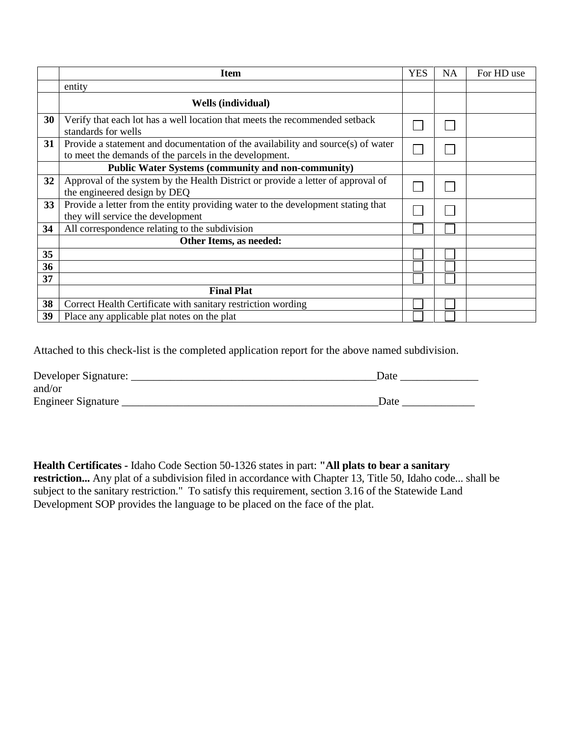| | Item | YES | NA | For HD use |
|---|---|---|---|---|
| | entity | | | |
| | **Wells (individual)** | | | |
| **30** | Verify that each lot has a well location that meets the recommended setback standards for wells | ☐ | ☐ | |
| **31** | Provide a statement and documentation of the availability and source(s) of water to meet the demands of the parcels in the development. | ☐ | ☐ | |
| | **Public Water Systems (community and non-community)** | | | |
| **32** | Approval of the system by the Health District or provide a letter of approval of the engineered design by DEQ | ☐ | ☐ | |
| **33** | Provide a letter from the entity providing water to the development stating that they will service the development | ☐ | ☐ | |
| **34** | All correspondence relating to the subdivision | ☐ | ☐ | |
| | **Other Items, as needed:** | | | |
| **35** | | ☐ | ☐ | |
| **36** | | ☐ | ☐ | |
| **37** | | ☐ | ☐ | |
| | **Final Plat** | | | |
| **38** | Correct Health Certificate with sanitary restriction wording | ☐ | ☐ | |
| **39** | Place any applicable plat notes on the plat | ☐ | ☐ | |

Attached to this check-list is the completed application report for the above named subdivision.

Developer Signature: _____________________________________________Date ______________
and/or
Engineer Signature _______________________________________________Date _____________

**Health Certificates -** Idaho Code Section 50-1326 states in part: **"All plats to bear a sanitary restriction...** Any plat of a subdivision filed in accordance with Chapter 13, Title 50, Idaho code... shall be subject to the sanitary restriction." To satisfy this requirement, section 3.16 of the Statewide Land Development SOP provides the language to be placed on the face of the plat.